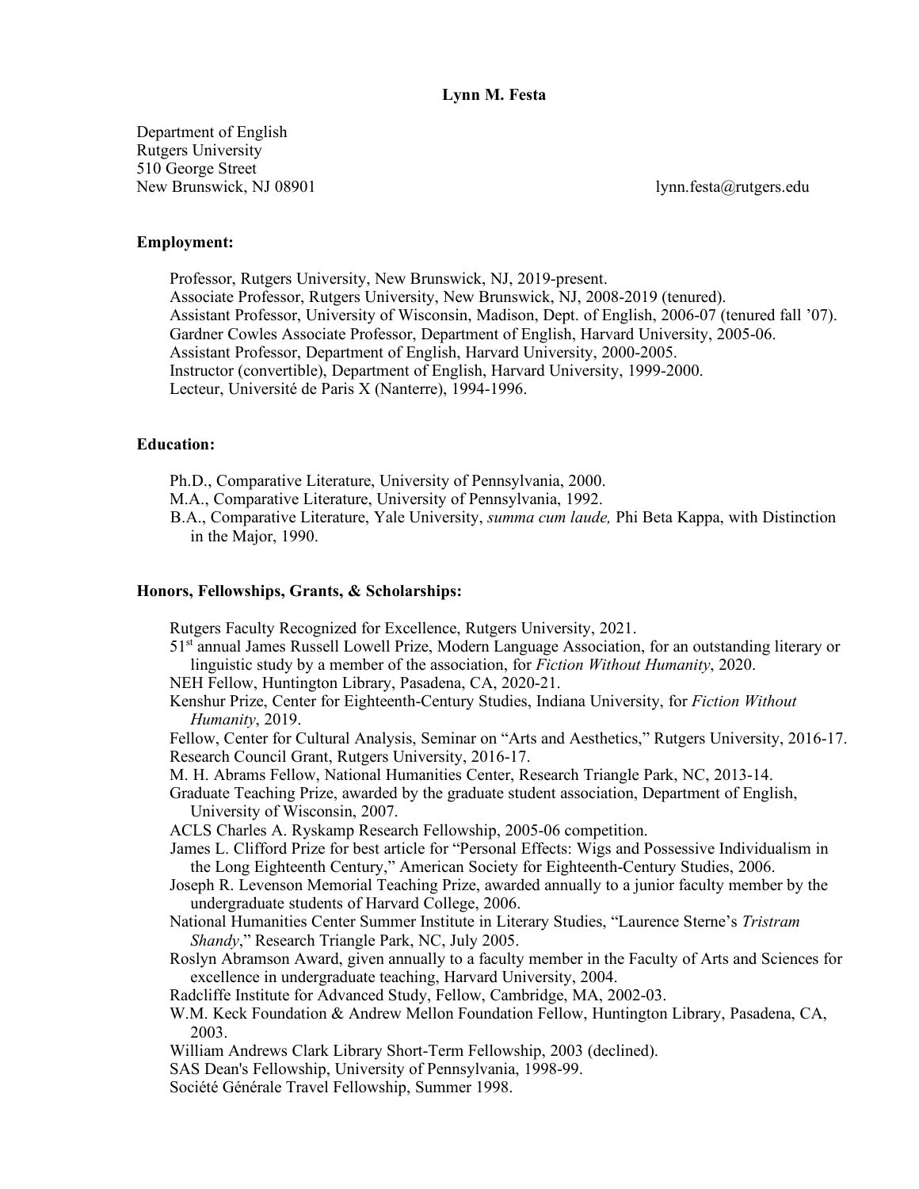# Lynn M. Festa

Department of English
Rutgers University
510 George Street
New Brunswick, NJ 08901

lynn.festa@rutgers.edu

## Employment:

Professor, Rutgers University, New Brunswick, NJ, 2019-present.
Associate Professor, Rutgers University, New Brunswick, NJ, 2008-2019 (tenured).
Assistant Professor, University of Wisconsin, Madison, Dept. of English, 2006-07 (tenured fall '07).
Gardner Cowles Associate Professor, Department of English, Harvard University, 2005-06.
Assistant Professor, Department of English, Harvard University, 2000-2005.
Instructor (convertible), Department of English, Harvard University, 1999-2000.
Lecteur, Université de Paris X (Nanterre), 1994-1996.

## Education:

Ph.D., Comparative Literature, University of Pennsylvania, 2000.
M.A., Comparative Literature, University of Pennsylvania, 1992.
B.A., Comparative Literature, Yale University, *summa cum laude,* Phi Beta Kappa, with Distinction in the Major, 1990.

## Honors, Fellowships, Grants, & Scholarships:

Rutgers Faculty Recognized for Excellence, Rutgers University, 2021.
51st annual James Russell Lowell Prize, Modern Language Association, for an outstanding literary or linguistic study by a member of the association, for *Fiction Without Humanity*, 2020.
NEH Fellow, Huntington Library, Pasadena, CA, 2020-21.
Kenshur Prize, Center for Eighteenth-Century Studies, Indiana University, for *Fiction Without Humanity*, 2019.
Fellow, Center for Cultural Analysis, Seminar on "Arts and Aesthetics," Rutgers University, 2016-17.
Research Council Grant, Rutgers University, 2016-17.
M. H. Abrams Fellow, National Humanities Center, Research Triangle Park, NC, 2013-14.
Graduate Teaching Prize, awarded by the graduate student association, Department of English, University of Wisconsin, 2007.
ACLS Charles A. Ryskamp Research Fellowship, 2005-06 competition.
James L. Clifford Prize for best article for "Personal Effects: Wigs and Possessive Individualism in the Long Eighteenth Century," American Society for Eighteenth-Century Studies, 2006.
Joseph R. Levenson Memorial Teaching Prize, awarded annually to a junior faculty member by the undergraduate students of Harvard College, 2006.
National Humanities Center Summer Institute in Literary Studies, "Laurence Sterne's *Tristram Shandy*," Research Triangle Park, NC, July 2005.
Roslyn Abramson Award, given annually to a faculty member in the Faculty of Arts and Sciences for excellence in undergraduate teaching, Harvard University, 2004.
Radcliffe Institute for Advanced Study, Fellow, Cambridge, MA, 2002-03.
W.M. Keck Foundation & Andrew Mellon Foundation Fellow, Huntington Library, Pasadena, CA, 2003.
William Andrews Clark Library Short-Term Fellowship, 2003 (declined).
SAS Dean's Fellowship, University of Pennsylvania, 1998-99.
Société Générale Travel Fellowship, Summer 1998.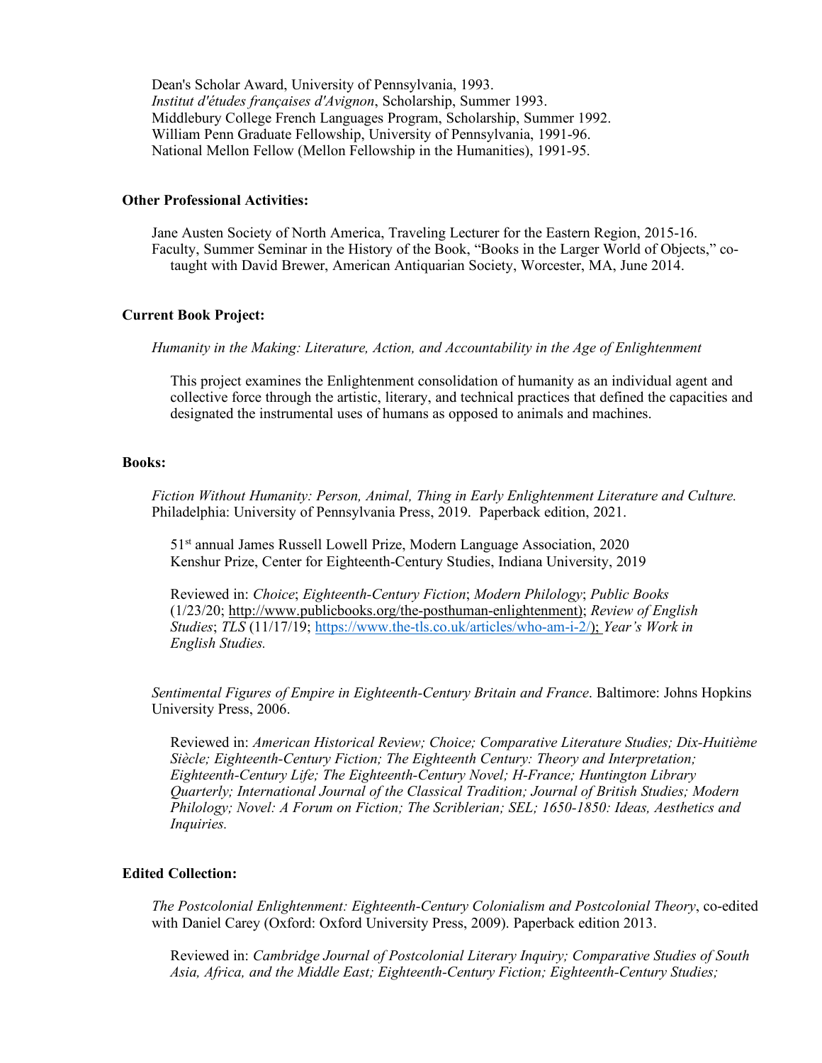Dean's Scholar Award, University of Pennsylvania, 1993.
*Institut d'études françaises d'Avignon*, Scholarship, Summer 1993.
Middlebury College French Languages Program, Scholarship, Summer 1992.
William Penn Graduate Fellowship, University of Pennsylvania, 1991-96.
National Mellon Fellow (Mellon Fellowship in the Humanities), 1991-95.

**Other Professional Activities:**

Jane Austen Society of North America, Traveling Lecturer for the Eastern Region, 2015-16.
Faculty, Summer Seminar in the History of the Book, "Books in the Larger World of Objects," co-taught with David Brewer, American Antiquarian Society, Worcester, MA, June 2014.

**Current Book Project:**

*Humanity in the Making: Literature, Action, and Accountability in the Age of Enlightenment*

This project examines the Enlightenment consolidation of humanity as an individual agent and collective force through the artistic, literary, and technical practices that defined the capacities and designated the instrumental uses of humans as opposed to animals and machines.

**Books:**

*Fiction Without Humanity: Person, Animal, Thing in Early Enlightenment Literature and Culture.* Philadelphia: University of Pennsylvania Press, 2019. Paperback edition, 2021.

51st annual James Russell Lowell Prize, Modern Language Association, 2020
Kenshur Prize, Center for Eighteenth-Century Studies, Indiana University, 2019

Reviewed in: *Choice*; *Eighteenth-Century Fiction*; *Modern Philology*; *Public Books* (1/23/20; http://www.publicbooks.org/the-posthuman-enlightenment); *Review of English Studies*; *TLS* (11/17/19; https://www.the-tls.co.uk/articles/who-am-i-2/); *Year's Work in English Studies.*

*Sentimental Figures of Empire in Eighteenth-Century Britain and France*. Baltimore: Johns Hopkins University Press, 2006.

Reviewed in: *American Historical Review; Choice; Comparative Literature Studies; Dix-Huitième Siècle; Eighteenth-Century Fiction; The Eighteenth Century: Theory and Interpretation; Eighteenth-Century Life; The Eighteenth-Century Novel; H-France; Huntington Library Quarterly; International Journal of the Classical Tradition; Journal of British Studies; Modern Philology; Novel: A Forum on Fiction; The Scriblerian; SEL; 1650-1850: Ideas, Aesthetics and Inquiries.*

**Edited Collection:**

*The Postcolonial Enlightenment: Eighteenth-Century Colonialism and Postcolonial Theory*, co-edited with Daniel Carey (Oxford: Oxford University Press, 2009). Paperback edition 2013.

Reviewed in: *Cambridge Journal of Postcolonial Literary Inquiry; Comparative Studies of South Asia, Africa, and the Middle East; Eighteenth-Century Fiction; Eighteenth-Century Studies;*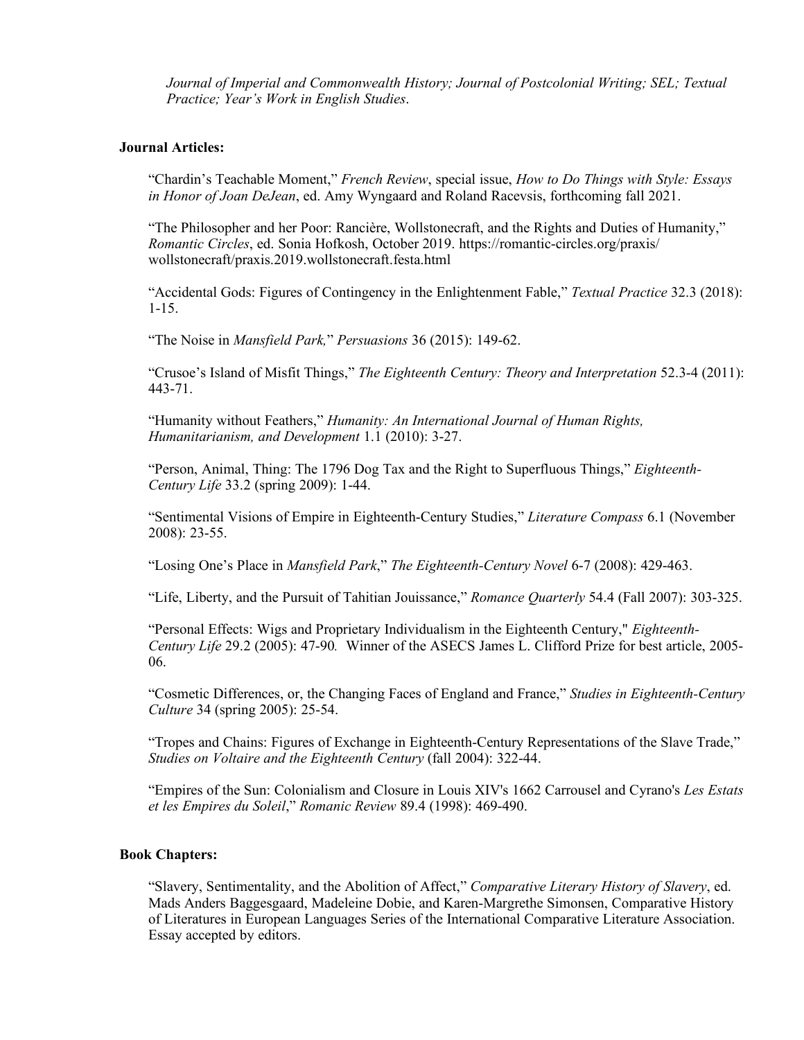*Journal of Imperial and Commonwealth History; Journal of Postcolonial Writing; SEL; Textual Practice; Year's Work in English Studies*.

**Journal Articles:**

"Chardin's Teachable Moment," *French Review*, special issue, *How to Do Things with Style: Essays in Honor of Joan DeJean*, ed. Amy Wyngaard and Roland Racevsis, forthcoming fall 2021.

"The Philosopher and her Poor: Rancière, Wollstonecraft, and the Rights and Duties of Humanity," *Romantic Circles*, ed. Sonia Hofkosh, October 2019. https://romantic-circles.org/praxis/wollstonecraft/praxis.2019.wollstonecraft.festa.html

"Accidental Gods: Figures of Contingency in the Enlightenment Fable," *Textual Practice* 32.3 (2018): 1-15.

"The Noise in *Mansfield Park,*" *Persuasions* 36 (2015): 149-62.

"Crusoe's Island of Misfit Things," *The Eighteenth Century: Theory and Interpretation* 52.3-4 (2011): 443-71.

"Humanity without Feathers," *Humanity: An International Journal of Human Rights, Humanitarianism, and Development* 1.1 (2010): 3-27.

"Person, Animal, Thing: The 1796 Dog Tax and the Right to Superfluous Things," *Eighteenth-Century Life* 33.2 (spring 2009): 1-44.

"Sentimental Visions of Empire in Eighteenth-Century Studies," *Literature Compass* 6.1 (November 2008): 23-55.

"Losing One's Place in *Mansfield Park*," *The Eighteenth-Century Novel* 6-7 (2008): 429-463.

"Life, Liberty, and the Pursuit of Tahitian Jouissance," *Romance Quarterly* 54.4 (Fall 2007): 303-325.

"Personal Effects: Wigs and Proprietary Individualism in the Eighteenth Century," *Eighteenth-Century Life* 29.2 (2005): 47-90*.* Winner of the ASECS James L. Clifford Prize for best article, 2005-06.

"Cosmetic Differences, or, the Changing Faces of England and France," *Studies in Eighteenth-Century Culture* 34 (spring 2005): 25-54.

"Tropes and Chains: Figures of Exchange in Eighteenth-Century Representations of the Slave Trade," *Studies on Voltaire and the Eighteenth Century* (fall 2004): 322-44.

"Empires of the Sun: Colonialism and Closure in Louis XIV's 1662 Carrousel and Cyrano's *Les Estats et les Empires du Soleil*," *Romanic Review* 89.4 (1998): 469-490.

**Book Chapters:**

"Slavery, Sentimentality, and the Abolition of Affect," *Comparative Literary History of Slavery*, ed. Mads Anders Baggesgaard, Madeleine Dobie, and Karen-Margrethe Simonsen, Comparative History of Literatures in European Languages Series of the International Comparative Literature Association. Essay accepted by editors.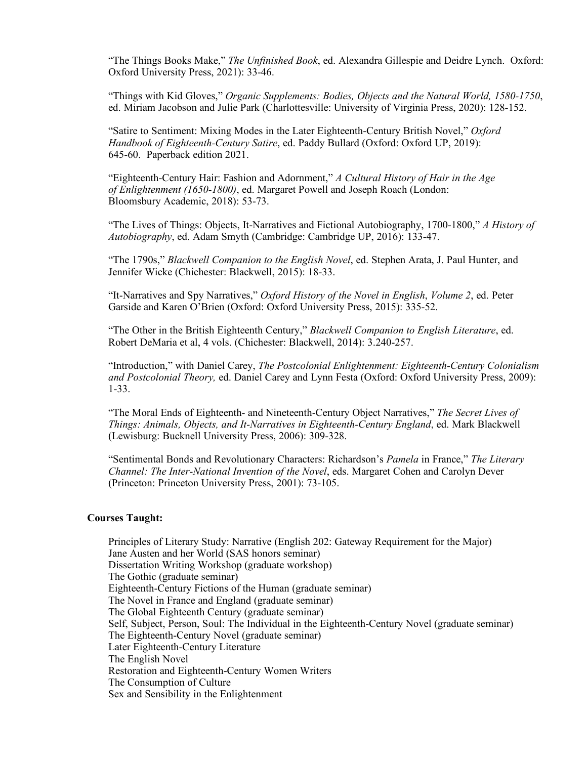"The Things Books Make," *The Unfinished Book*, ed. Alexandra Gillespie and Deidre Lynch. Oxford: Oxford University Press, 2021): 33-46.

"Things with Kid Gloves," *Organic Supplements: Bodies, Objects and the Natural World, 1580-1750*, ed. Miriam Jacobson and Julie Park (Charlottesville: University of Virginia Press, 2020): 128-152.

"Satire to Sentiment: Mixing Modes in the Later Eighteenth-Century British Novel," *Oxford Handbook of Eighteenth-Century Satire*, ed. Paddy Bullard (Oxford: Oxford UP, 2019): 645-60. Paperback edition 2021.

"Eighteenth-Century Hair: Fashion and Adornment," *A Cultural History of Hair in the Age of Enlightenment (1650-1800)*, ed. Margaret Powell and Joseph Roach (London: Bloomsbury Academic, 2018): 53-73.

"The Lives of Things: Objects, It-Narratives and Fictional Autobiography, 1700-1800," *A History of Autobiography*, ed. Adam Smyth (Cambridge: Cambridge UP, 2016): 133-47.

"The 1790s," *Blackwell Companion to the English Novel*, ed. Stephen Arata, J. Paul Hunter, and Jennifer Wicke (Chichester: Blackwell, 2015): 18-33.

"It-Narratives and Spy Narratives," *Oxford History of the Novel in English*, *Volume 2*, ed. Peter Garside and Karen O'Brien (Oxford: Oxford University Press, 2015): 335-52.

"The Other in the British Eighteenth Century," *Blackwell Companion to English Literature*, ed. Robert DeMaria et al, 4 vols. (Chichester: Blackwell, 2014): 3.240-257.

"Introduction," with Daniel Carey, *The Postcolonial Enlightenment: Eighteenth-Century Colonialism and Postcolonial Theory,* ed. Daniel Carey and Lynn Festa (Oxford: Oxford University Press, 2009): 1-33.

"The Moral Ends of Eighteenth- and Nineteenth-Century Object Narratives," *The Secret Lives of Things: Animals, Objects, and It-Narratives in Eighteenth-Century England*, ed. Mark Blackwell (Lewisburg: Bucknell University Press, 2006): 309-328.

"Sentimental Bonds and Revolutionary Characters: Richardson's *Pamela* in France," *The Literary Channel: The Inter-National Invention of the Novel*, eds. Margaret Cohen and Carolyn Dever (Princeton: Princeton University Press, 2001): 73-105.

**Courses Taught:**

Principles of Literary Study: Narrative (English 202: Gateway Requirement for the Major)
Jane Austen and her World (SAS honors seminar)
Dissertation Writing Workshop (graduate workshop)
The Gothic (graduate seminar)
Eighteenth-Century Fictions of the Human (graduate seminar)
The Novel in France and England (graduate seminar)
The Global Eighteenth Century (graduate seminar)
Self, Subject, Person, Soul: The Individual in the Eighteenth-Century Novel (graduate seminar)
The Eighteenth-Century Novel (graduate seminar)
Later Eighteenth-Century Literature
The English Novel
Restoration and Eighteenth-Century Women Writers
The Consumption of Culture
Sex and Sensibility in the Enlightenment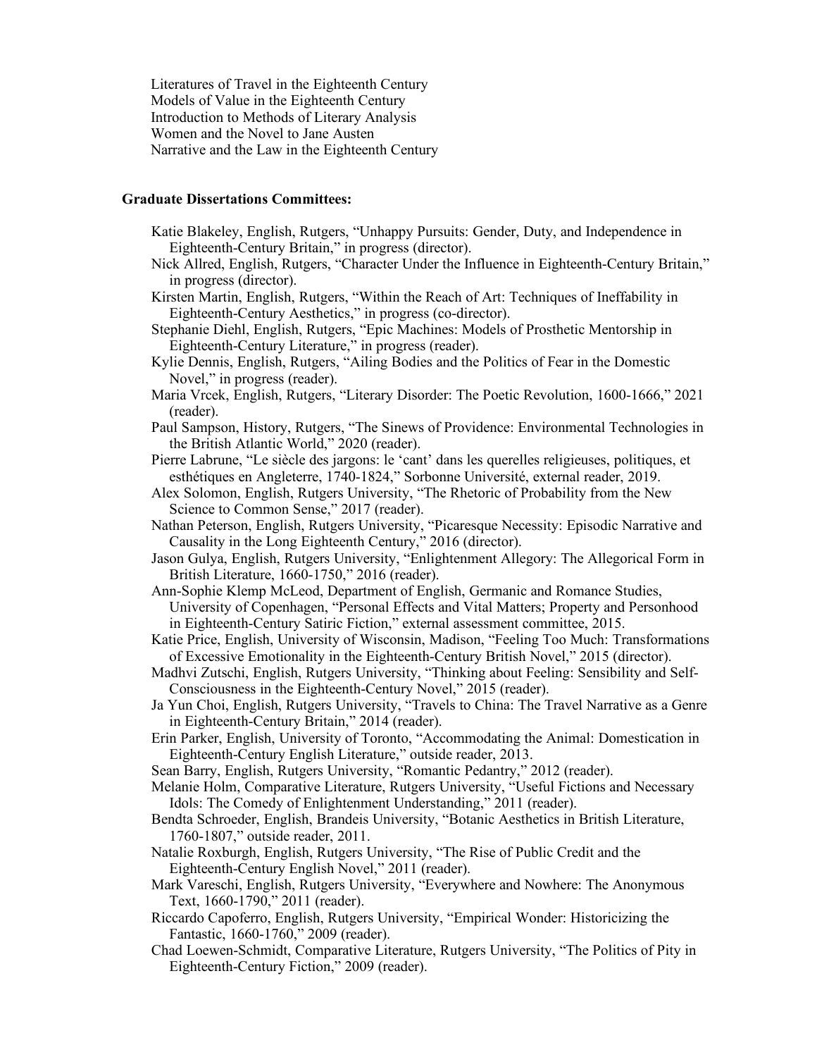Literatures of Travel in the Eighteenth Century
Models of Value in the Eighteenth Century
Introduction to Methods of Literary Analysis
Women and the Novel to Jane Austen
Narrative and the Law in the Eighteenth Century

**Graduate Dissertations Committees:**

Katie Blakeley, English, Rutgers, "Unhappy Pursuits: Gender, Duty, and Independence in Eighteenth-Century Britain," in progress (director).

Nick Allred, English, Rutgers, "Character Under the Influence in Eighteenth-Century Britain," in progress (director).

Kirsten Martin, English, Rutgers, "Within the Reach of Art: Techniques of Ineffability in Eighteenth-Century Aesthetics," in progress (co-director).

Stephanie Diehl, English, Rutgers, "Epic Machines: Models of Prosthetic Mentorship in Eighteenth-Century Literature," in progress (reader).

Kylie Dennis, English, Rutgers, "Ailing Bodies and the Politics of Fear in the Domestic Novel," in progress (reader).

Maria Vrcek, English, Rutgers, "Literary Disorder: The Poetic Revolution, 1600-1666," 2021 (reader).

Paul Sampson, History, Rutgers, "The Sinews of Providence: Environmental Technologies in the British Atlantic World," 2020 (reader).

Pierre Labrune, "Le siècle des jargons: le 'cant' dans les querelles religieuses, politiques, et esthétiques en Angleterre, 1740-1824," Sorbonne Université, external reader, 2019.

Alex Solomon, English, Rutgers University, "The Rhetoric of Probability from the New Science to Common Sense," 2017 (reader).

Nathan Peterson, English, Rutgers University, "Picaresque Necessity: Episodic Narrative and Causality in the Long Eighteenth Century," 2016 (director).

Jason Gulya, English, Rutgers University, "Enlightenment Allegory: The Allegorical Form in British Literature, 1660-1750," 2016 (reader).

Ann-Sophie Klemp McLeod, Department of English, Germanic and Romance Studies, University of Copenhagen, "Personal Effects and Vital Matters; Property and Personhood in Eighteenth-Century Satiric Fiction," external assessment committee, 2015.

Katie Price, English, University of Wisconsin, Madison, "Feeling Too Much: Transformations of Excessive Emotionality in the Eighteenth-Century British Novel," 2015 (director).

Madhvi Zutschi, English, Rutgers University, "Thinking about Feeling: Sensibility and Self-Consciousness in the Eighteenth-Century Novel," 2015 (reader).

Ja Yun Choi, English, Rutgers University, "Travels to China: The Travel Narrative as a Genre in Eighteenth-Century Britain," 2014 (reader).

Erin Parker, English, University of Toronto, "Accommodating the Animal: Domestication in Eighteenth-Century English Literature," outside reader, 2013.

Sean Barry, English, Rutgers University, "Romantic Pedantry," 2012 (reader).

Melanie Holm, Comparative Literature, Rutgers University, "Useful Fictions and Necessary Idols: The Comedy of Enlightenment Understanding," 2011 (reader).

Bendta Schroeder, English, Brandeis University, "Botanic Aesthetics in British Literature, 1760-1807," outside reader, 2011.

Natalie Roxburgh, English, Rutgers University, "The Rise of Public Credit and the Eighteenth-Century English Novel," 2011 (reader).

Mark Vareschi, English, Rutgers University, "Everywhere and Nowhere: The Anonymous Text, 1660-1790," 2011 (reader).

Riccardo Capoferro, English, Rutgers University, "Empirical Wonder: Historicizing the Fantastic, 1660-1760," 2009 (reader).

Chad Loewen-Schmidt, Comparative Literature, Rutgers University, "The Politics of Pity in Eighteenth-Century Fiction," 2009 (reader).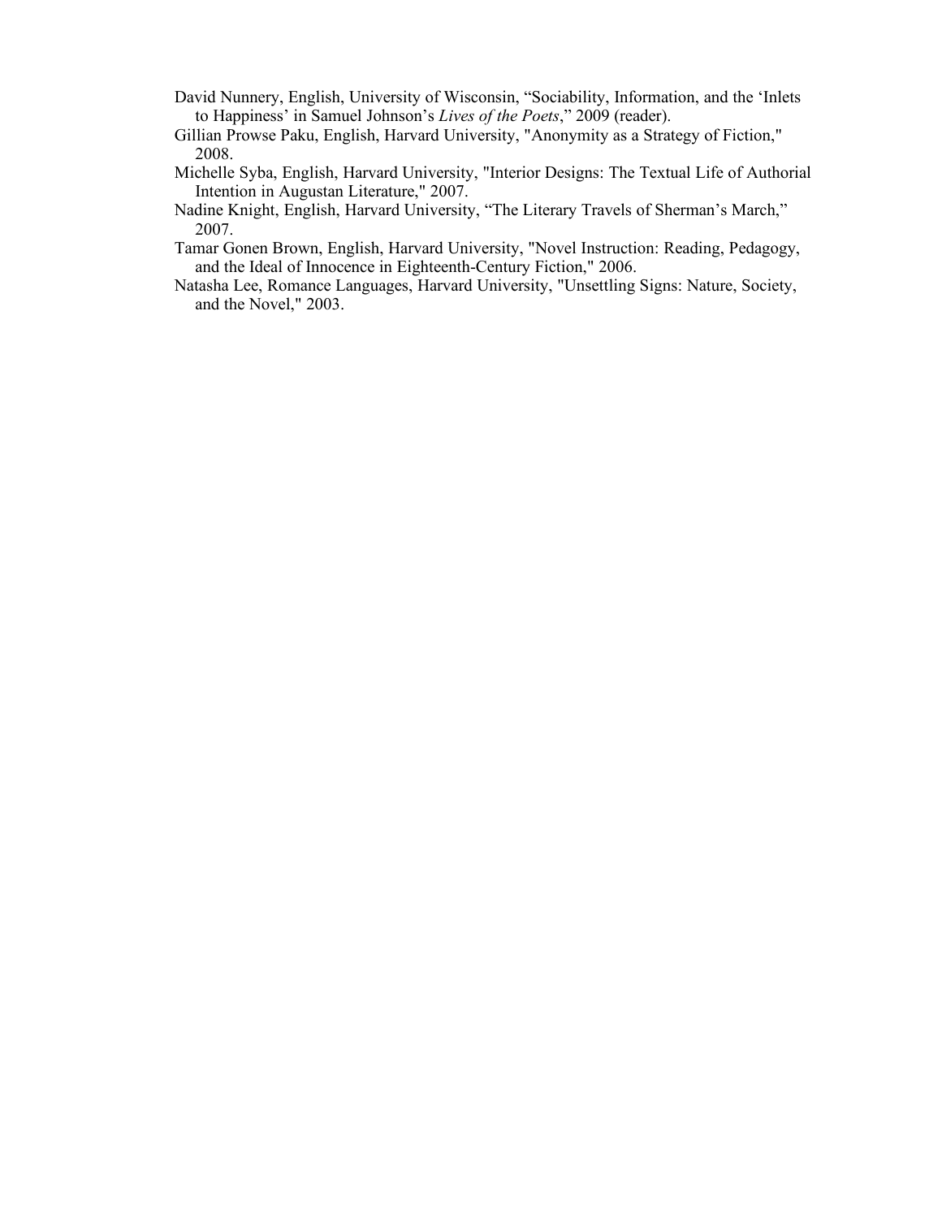David Nunnery, English, University of Wisconsin, “Sociability, Information, and the ‘Inlets to Happiness’ in Samuel Johnson’s *Lives of the Poets*,” 2009 (reader).

Gillian Prowse Paku, English, Harvard University, "Anonymity as a Strategy of Fiction," 2008.

Michelle Syba, English, Harvard University, "Interior Designs: The Textual Life of Authorial Intention in Augustan Literature," 2007.

Nadine Knight, English, Harvard University, “The Literary Travels of Sherman’s March,” 2007.

Tamar Gonen Brown, English, Harvard University, "Novel Instruction: Reading, Pedagogy, and the Ideal of Innocence in Eighteenth-Century Fiction," 2006.

Natasha Lee, Romance Languages, Harvard University, "Unsettling Signs: Nature, Society, and the Novel," 2003.